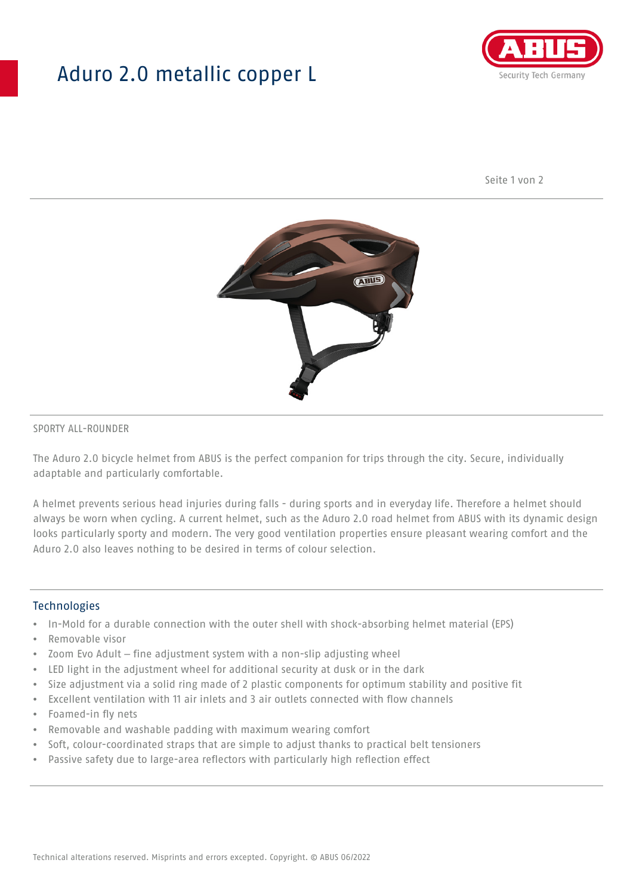# Aduro 2.0 metallic copper L

SPORTY ALL-ROUNDER

The Aduro 2.0 bicycle helmet from ABUS is the perfect companion for trips through the city. Secure, individually adaptable and particularly comfortable.

A helmet prevents serious head injuries during falls - during sports and in everyday life. Therefore a helmet should always be worn when cycling. A current helmet, such as the Aduro 2.0 road helmet from ABUS with its dynamic design looks particularly sporty and modern. The very good ventilation properties ensure pleasant wearing comfort and the Aduro 2.0 also leaves nothing to be desired in terms of colour selection.

## Technologies

- In-Mold for a durable connection with the outer shell with shock-absorbing helmet material (EPS)
- Removable visor
- Zoom Evo Adult – fine adjustment system with a non-slip adjusting wheel
- LED light in the adjustment wheel for additional security at dusk or in the dark
- Size adjustment via a solid ring made of 2 plastic components for optimum stability and positive fit
- Excellent ventilation with 11 air inlets and 3 air outlets connected with flow channels
- Foamed-in fly nets
- Removable and washable padding with maximum wearing comfort
- Soft, colour-coordinated straps that are simple to adjust thanks to practical belt tensioners
- Passive safety due to large-area reflectors with particularly high reflection effect

Technical alterations reserved. Misprints and errors excepted. Copyright. © ABUS 06/2022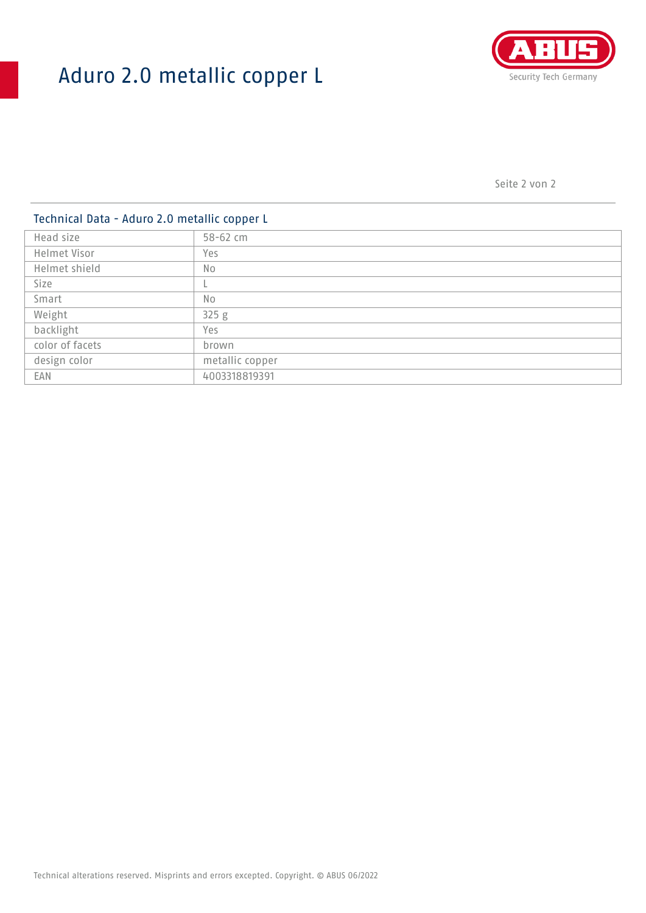# Aduro 2.0 metallic copper L

## Technical Data - Aduro 2.0 metallic copper L

| | |
|---|---|
| Head size | 58-62 cm |
| Helmet Visor | Yes |
| Helmet shield | No |
| Size | L |
| Smart | No |
| Weight | 325 g |
| backlight | Yes |
| color of facets | brown |
| design color | metallic copper |
| EAN | 4003318819391 |

Technical alterations reserved. Misprints and errors excepted. Copyright. © ABUS 06/2022